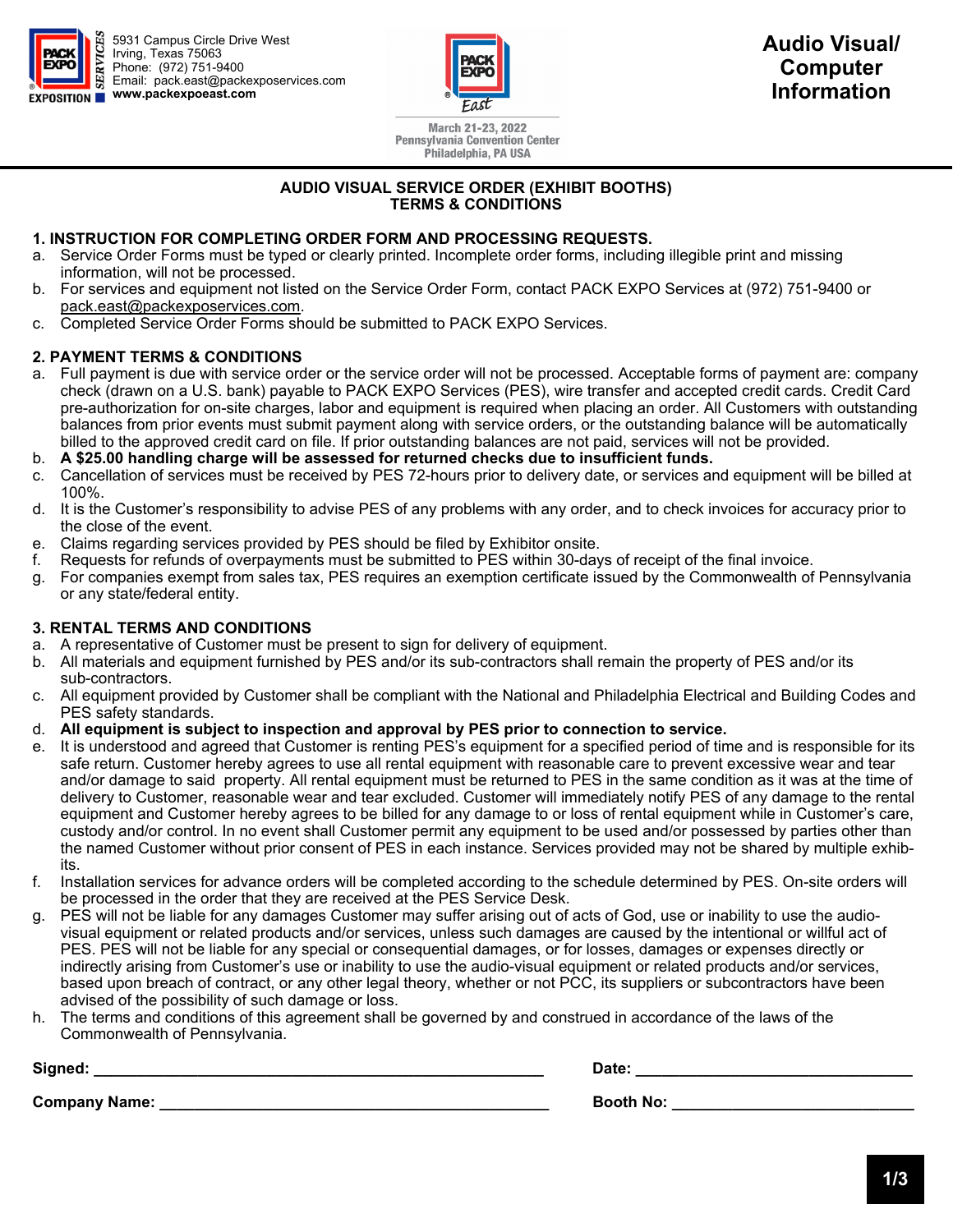5931 Campus Circle Drive West
Irving, Texas 75063
Phone: (972) 751-9400
Email: pack.east@packexposervices.com
**www.packexpoeast.com**

March 21-23, 2022
Pennsylvania Convention Center
Philadelphia, PA USA

# Audio Visual/ Computer Information

## AUDIO VISUAL SERVICE ORDER (EXHIBIT BOOTHS) TERMS & CONDITIONS

### 1. INSTRUCTION FOR COMPLETING ORDER FORM AND PROCESSING REQUESTS.

a. Service Order Forms must be typed or clearly printed. Incomplete order forms, including illegible print and missing information, will not be processed.
b. For services and equipment not listed on the Service Order Form, contact PACK EXPO Services at (972) 751-9400 or pack.east@packexposervices.com.
c. Completed Service Order Forms should be submitted to PACK EXPO Services.

### 2. PAYMENT TERMS & CONDITIONS

a. Full payment is due with service order or the service order will not be processed. Acceptable forms of payment are: company check (drawn on a U.S. bank) payable to PACK EXPO Services (PES), wire transfer and accepted credit cards. Credit Card pre-authorization for on-site charges, labor and equipment is required when placing an order. All Customers with outstanding balances from prior events must submit payment along with service orders, or the outstanding balance will be automatically billed to the approved credit card on file. If prior outstanding balances are not paid, services will not be provided.
b. **A $25.00 handling charge will be assessed for returned checks due to insufficient funds.**
c. Cancellation of services must be received by PES 72-hours prior to delivery date, or services and equipment will be billed at 100%.
d. It is the Customer's responsibility to advise PES of any problems with any order, and to check invoices for accuracy prior to the close of the event.
e. Claims regarding services provided by PES should be filed by Exhibitor onsite.
f. Requests for refunds of overpayments must be submitted to PES within 30-days of receipt of the final invoice.
g. For companies exempt from sales tax, PES requires an exemption certificate issued by the Commonwealth of Pennsylvania or any state/federal entity.

### 3. RENTAL TERMS AND CONDITIONS

a. A representative of Customer must be present to sign for delivery of equipment.
b. All materials and equipment furnished by PES and/or its sub-contractors shall remain the property of PES and/or its sub-contractors.
c. All equipment provided by Customer shall be compliant with the National and Philadelphia Electrical and Building Codes and PES safety standards.
d. **All equipment is subject to inspection and approval by PES prior to connection to service.**
e. It is understood and agreed that Customer is renting PES's equipment for a specified period of time and is responsible for its safe return. Customer hereby agrees to use all rental equipment with reasonable care to prevent excessive wear and tear and/or damage to said property. All rental equipment must be returned to PES in the same condition as it was at the time of delivery to Customer, reasonable wear and tear excluded. Customer will immediately notify PES of any damage to the rental equipment and Customer hereby agrees to be billed for any damage to or loss of rental equipment while in Customer's care, custody and/or control. In no event shall Customer permit any equipment to be used and/or possessed by parties other than the named Customer without prior consent of PES in each instance. Services provided may not be shared by multiple exhibits.
f. Installation services for advance orders will be completed according to the schedule determined by PES. On-site orders will be processed in the order that they are received at the PES Service Desk.
g. PES will not be liable for any damages Customer may suffer arising out of acts of God, use or inability to use the audio-visual equipment or related products and/or services, unless such damages are caused by the intentional or willful act of PES. PES will not be liable for any special or consequential damages, or for losses, damages or expenses directly or indirectly arising from Customer's use or inability to use the audio-visual equipment or related products and/or services, based upon breach of contract, or any other legal theory, whether or not PCC, its suppliers or subcontractors have been advised of the possibility of such damage or loss.
h. The terms and conditions of this agreement shall be governed by and construed in accordance with the laws of the Commonwealth of Pennsylvania.

**Signed:** ______________________________ **Date:** ______________________________

**Company Name:** ______________________________ **Booth No:** ______________________________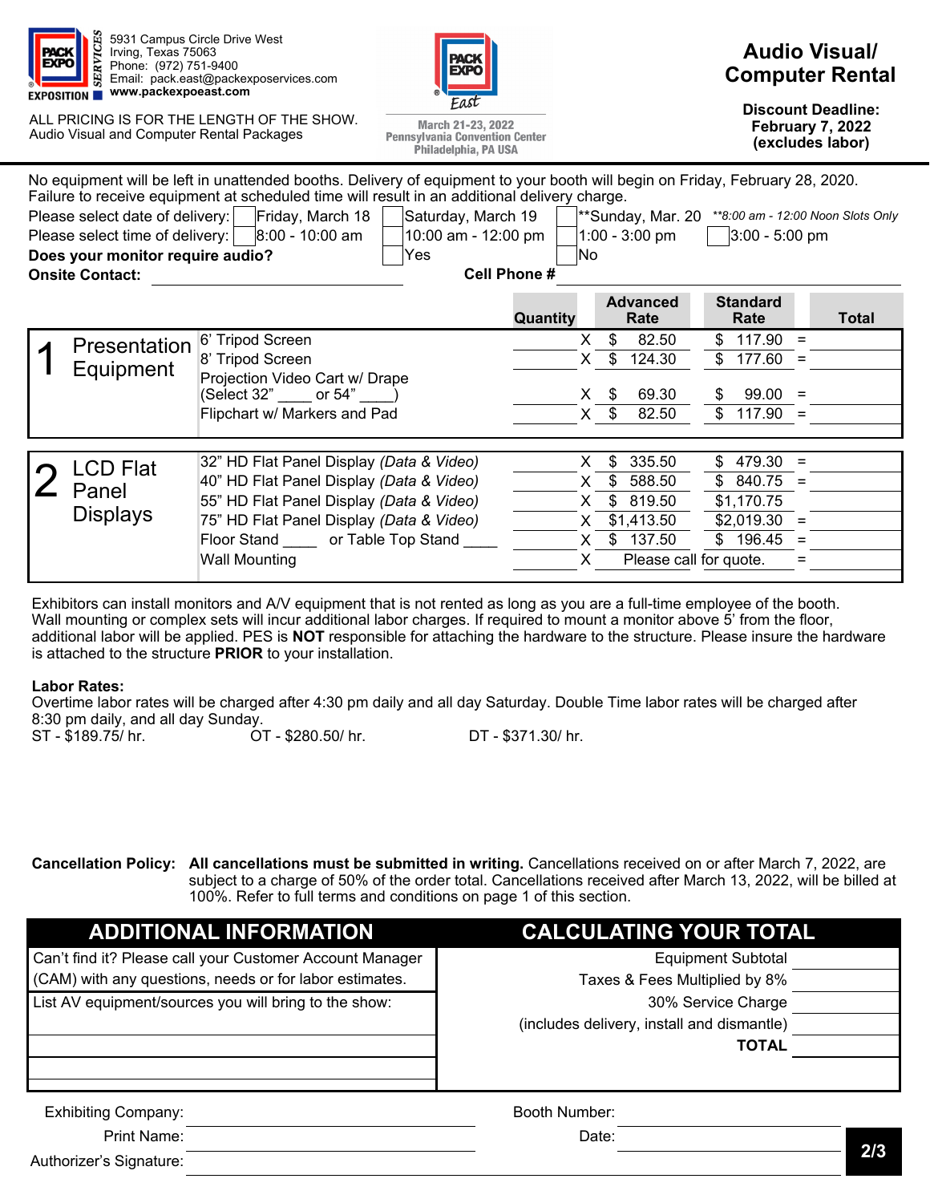5931 Campus Circle Drive West
Irving, Texas 75063
Phone: (972) 751-9400
Email: pack.east@packexposervices.com
**www.packexpoeast.com**

ALL PRICING IS FOR THE LENGTH OF THE SHOW.
Audio Visual and Computer Rental Packages

March 21-23, 2022
Pennsylvania Convention Center
Philadelphia, PA USA

# Audio Visual/ Computer Rental

**Discount Deadline: February 7, 2022 (excludes labor)**

No equipment will be left in unattended booths. Delivery of equipment to your booth will begin on Friday, February 28, 2020. Failure to receive equipment at scheduled time will result in an additional delivery charge.

Please select date of delivery: ☐ Friday, March 18 ☐ Saturday, March 19 ☐ **Sunday, Mar. 20 *\*\*8:00 am - 12:00 Noon Slots Only*

Please select time of delivery: ☐ 8:00 - 10:00 am ☐ 10:00 am - 12:00 pm ☐ 1:00 - 3:00 pm ☐ 3:00 - 5:00 pm

**Does your monitor require audio?** ☐ Yes ☐ No

**Onsite Contact:** ____________________ **Cell Phone #** ____________________

| | Item | Quantity | | Advanced Rate | Standard Rate | | Total |
|---|---|---|---|---|---|---|---|
| **1 Presentation Equipment** | 6' Tripod Screen | | X | $ 82.50 | $ 117.90 | = | |
| | 8' Tripod Screen | | X | $ 124.30 | $ 177.60 | = | |
| | Projection Video Cart w/ Drape (Select 32" ____ or 54" ____) | | X | $ 69.30 | $ 99.00 | = | |
| | Flipchart w/ Markers and Pad | | X | $ 82.50 | $ 117.90 | = | |
| **2 LCD Flat Panel Displays** | 32" HD Flat Panel Display *(Data & Video)* | | X | $ 335.50 | $ 479.30 | = | |
| | 40" HD Flat Panel Display *(Data & Video)* | | X | $ 588.50 | $ 840.75 | = | |
| | 55" HD Flat Panel Display *(Data & Video)* | | X | $ 819.50 | $1,170.75 | | |
| | 75" HD Flat Panel Display *(Data & Video)* | | X | $1,413.50 | $2,019.30 | = | |
| | Floor Stand ____ or Table Top Stand ____ | | X | $ 137.50 | $ 196.45 | = | |
| | Wall Mounting | | X | Please call for quote. | | = | |

Exhibitors can install monitors and A/V equipment that is not rented as long as you are a full-time employee of the booth. Wall mounting or complex sets will incur additional labor charges. If required to mount a monitor above 5' from the floor, additional labor will be applied. PES is **NOT** responsible for attaching the hardware to the structure. Please insure the hardware is attached to the structure **PRIOR** to your installation.

**Labor Rates:**
Overtime labor rates will be charged after 4:30 pm daily and all day Saturday. Double Time labor rates will be charged after 8:30 pm daily, and all day Sunday.

ST - $189.75/ hr. OT - $280.50/ hr. DT - $371.30/ hr.

**Cancellation Policy:** **All cancellations must be submitted in writing.** Cancellations received on or after March 7, 2022, are subject to a charge of 50% of the order total. Cancellations received after March 13, 2022, will be billed at 100%. Refer to full terms and conditions on page 1 of this section.

## ADDITIONAL INFORMATION

Can't find it? Please call your Customer Account Manager (CAM) with any questions, needs or for labor estimates.

List AV equipment/sources you will bring to the show:

## CALCULATING YOUR TOTAL

| | |
|---|---|
| Equipment Subtotal | |
| Taxes & Fees Multiplied by 8% | |
| 30% Service Charge | |
| (includes delivery, install and dismantle) | |
| **TOTAL** | |

Exhibiting Company: ____________________ Booth Number: ____________________

Print Name: ____________________ Date: ____________________

Authorizer's Signature: ____________________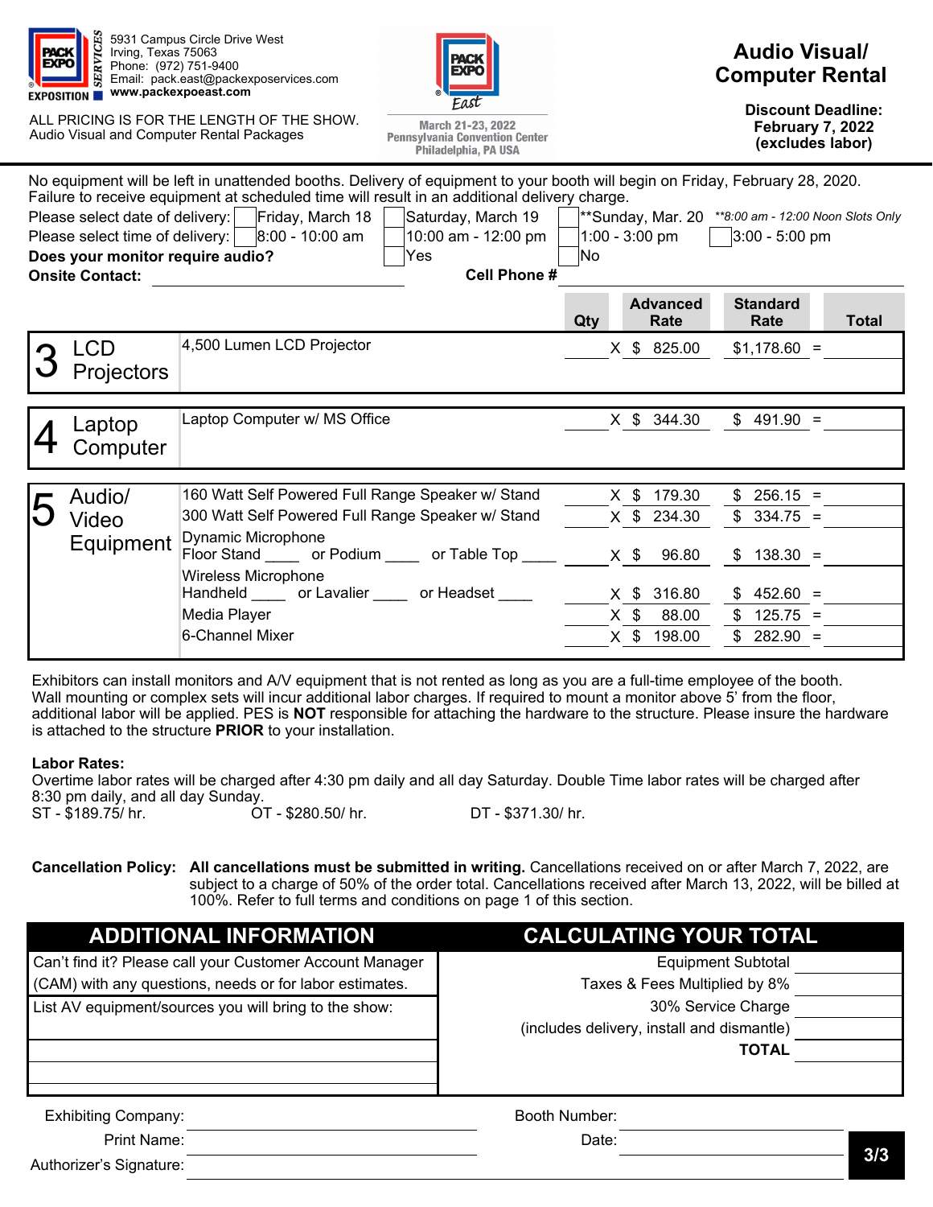5931 Campus Circle Drive West
Irving, Texas 75063
Phone: (972) 751-9400
Email: pack.east@packexposervices.com
**www.packexpoeast.com**

ALL PRICING IS FOR THE LENGTH OF THE SHOW.
Audio Visual and Computer Rental Packages

March 21-23, 2022
Pennsylvania Convention Center
Philadelphia, PA USA

# Audio Visual/ Computer Rental

**Discount Deadline: February 7, 2022 (excludes labor)**

No equipment will be left in unattended booths. Delivery of equipment to your booth will begin on Friday, February 28, 2020. Failure to receive equipment at scheduled time will result in an additional delivery charge.

Please select date of delivery: ☐ Friday, March 18 ☐ Saturday, March 19 ☐ **Sunday, Mar. 20 *\*\*8:00 am - 12:00 Noon Slots Only*

Please select time of delivery: ☐ 8:00 - 10:00 am ☐ 10:00 am - 12:00 pm ☐ 1:00 - 3:00 pm ☐ 3:00 - 5:00 pm

**Does your monitor require audio?** ☐ Yes ☐ No

**Onsite Contact:** ____________________ **Cell Phone #** ____________________

| Category | Item | Qty | Advanced Rate | Standard Rate | Total |
|---|---|---|---|---|---|
| 3 LCD Projectors | 4,500 Lumen LCD Projector | X | $ 825.00 | $1,178.60 | = |
| 4 Laptop Computer | Laptop Computer w/ MS Office | X | $ 344.30 | $ 491.90 | = |
| 5 Audio/ Video Equipment | 160 Watt Self Powered Full Range Speaker w/ Stand | X | $ 179.30 | $ 256.15 | = |
| | 300 Watt Self Powered Full Range Speaker w/ Stand | X | $ 234.30 | $ 334.75 | = |
| | Dynamic Microphone Floor Stand ____ or Podium ____ or Table Top ____ | X | $ 96.80 | $ 138.30 | = |
| | Wireless Microphone Handheld ____ or Lavalier ____ or Headset ____ | X | $ 316.80 | $ 452.60 | = |
| | Media Player | X | $ 88.00 | $ 125.75 | = |
| | 6-Channel Mixer | X | $ 198.00 | $ 282.90 | = |

Exhibitors can install monitors and A/V equipment that is not rented as long as you are a full-time employee of the booth. Wall mounting or complex sets will incur additional labor charges. If required to mount a monitor above 5' from the floor, additional labor will be applied. PES is **NOT** responsible for attaching the hardware to the structure. Please insure the hardware is attached to the structure **PRIOR** to your installation.

**Labor Rates:**
Overtime labor rates will be charged after 4:30 pm daily and all day Saturday. Double Time labor rates will be charged after 8:30 pm daily, and all day Sunday.
ST - $189.75/ hr. OT - $280.50/ hr. DT - $371.30/ hr.

**Cancellation Policy:** **All cancellations must be submitted in writing.** Cancellations received on or after March 7, 2022, are subject to a charge of 50% of the order total. Cancellations received after March 13, 2022, will be billed at 100%. Refer to full terms and conditions on page 1 of this section.

## ADDITIONAL INFORMATION

Can't find it? Please call your Customer Account Manager (CAM) with any questions, needs or for labor estimates.

List AV equipment/sources you will bring to the show:

____________________

____________________

## CALCULATING YOUR TOTAL

Equipment Subtotal ____________________
Taxes & Fees Multiplied by 8% ____________________
30% Service Charge ____________________
(includes delivery, install and dismantle) ____________________
**TOTAL** ____________________

Exhibiting Company: ____________________ Booth Number: ____________________
Print Name: ____________________ Date: ____________________
Authorizer's Signature: ____________________